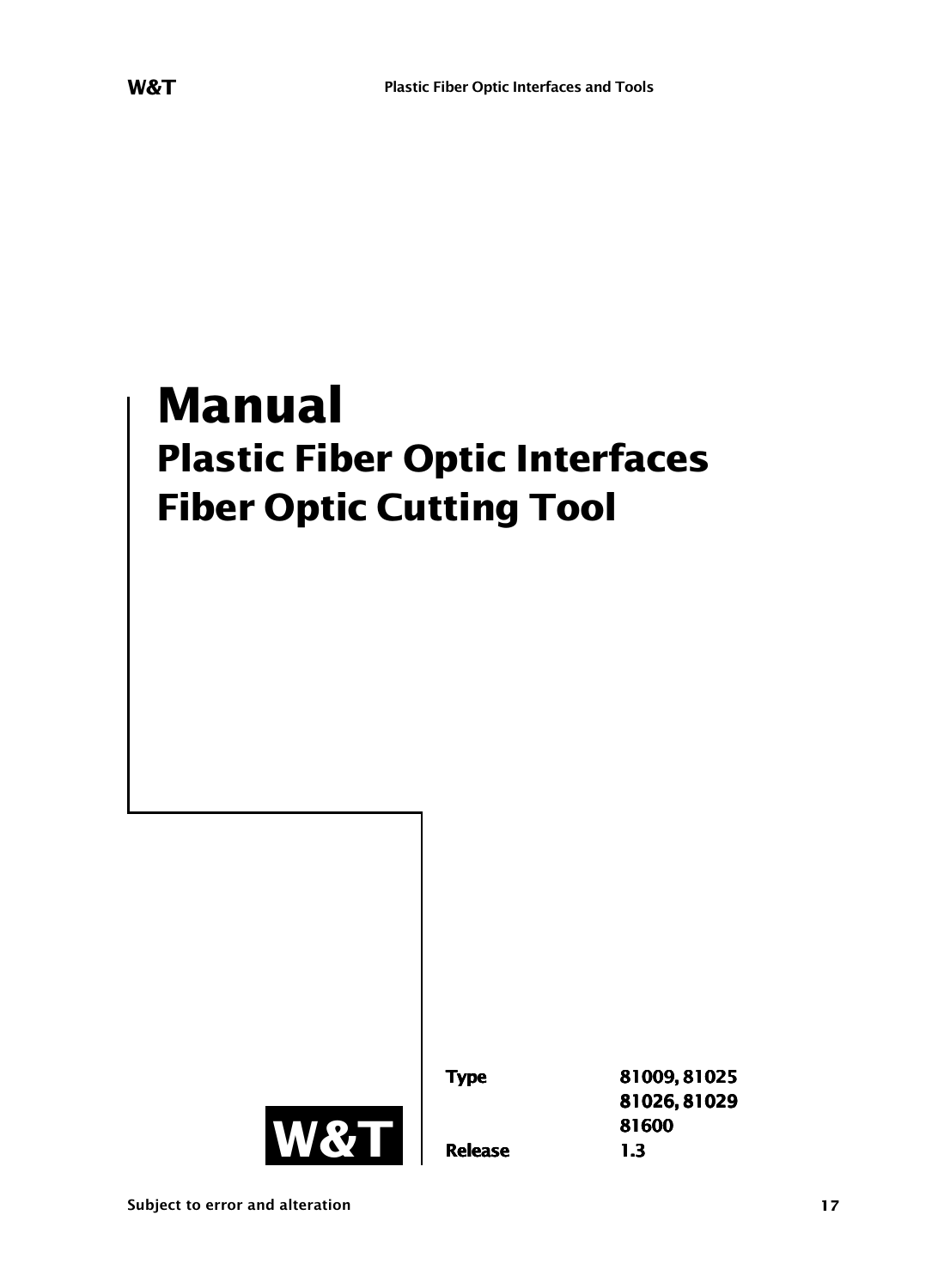# Manual

## Plastic Fiber Optic Interfaces
## Fiber Optic Cutting Tool

W&T

| | |
|---|---|
| **Type** | **81009, 81025** |
| | **81026, 81029** |
| | **81600** |
| **Release** | **1.3** |

Subject to error and alteration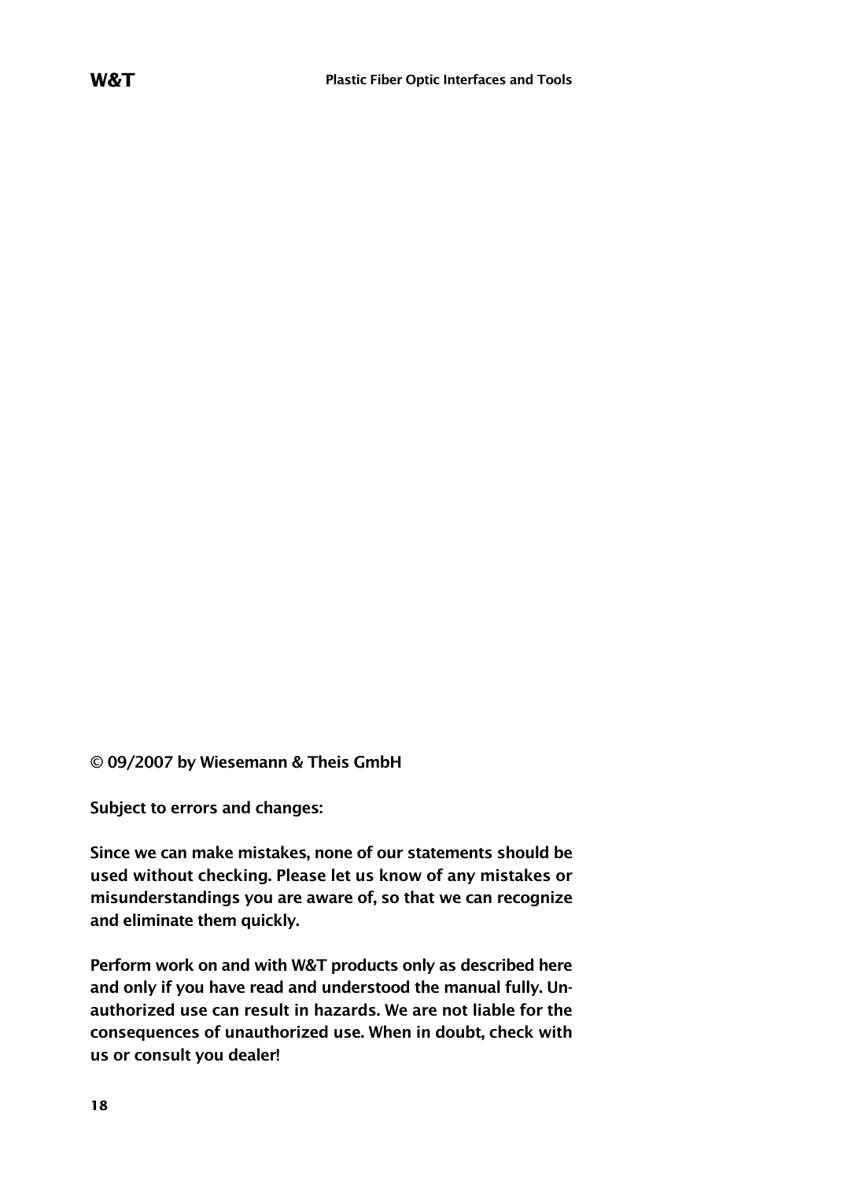**© 09/2007 by Wiesemann & Theis GmbH**

**Subject to errors and changes:**

**Since we can make mistakes, none of our statements should be used without checking. Please let us know of any mistakes or misunderstandings you are aware of, so that we can recognize and eliminate them quickly.**

**Perform work on and with W&T products only as described here and only if you have read and understood the manual fully. Unauthorized use can result in hazards. We are not liable for the consequences of unauthorized use. When in doubt, check with us or consult you dealer!**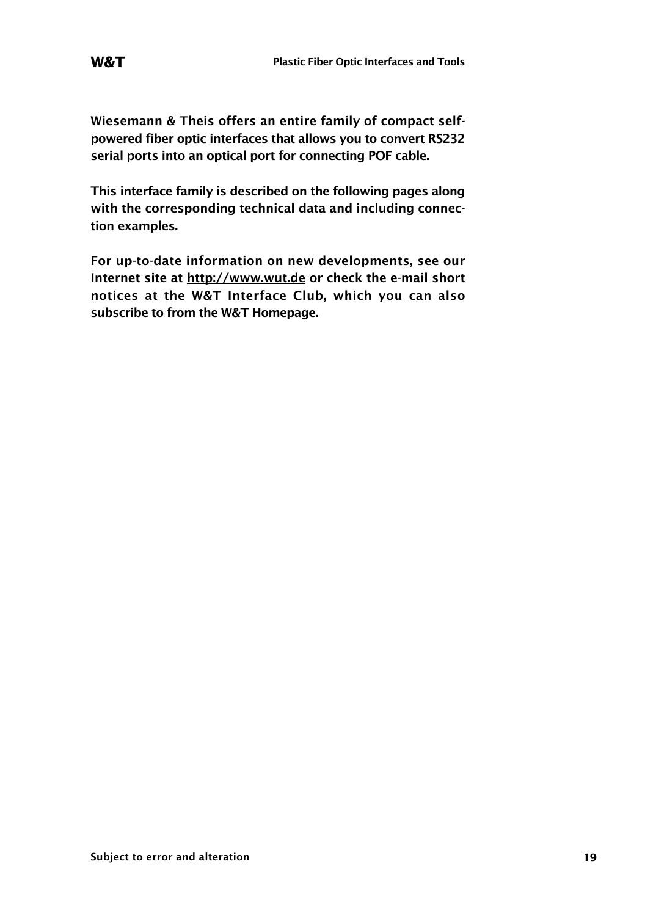Wiesemann & Theis offers an entire family of compact self-powered fiber optic interfaces that allows you to convert RS232 serial ports into an optical port for connecting POF cable.

This interface family is described on the following pages along with the corresponding technical data and including connection examples.

For up-to-date information on new developments, see our Internet site at http://www.wut.de or check the e-mail short notices at the W&T Interface Club, which you can also subscribe to from the W&T Homepage.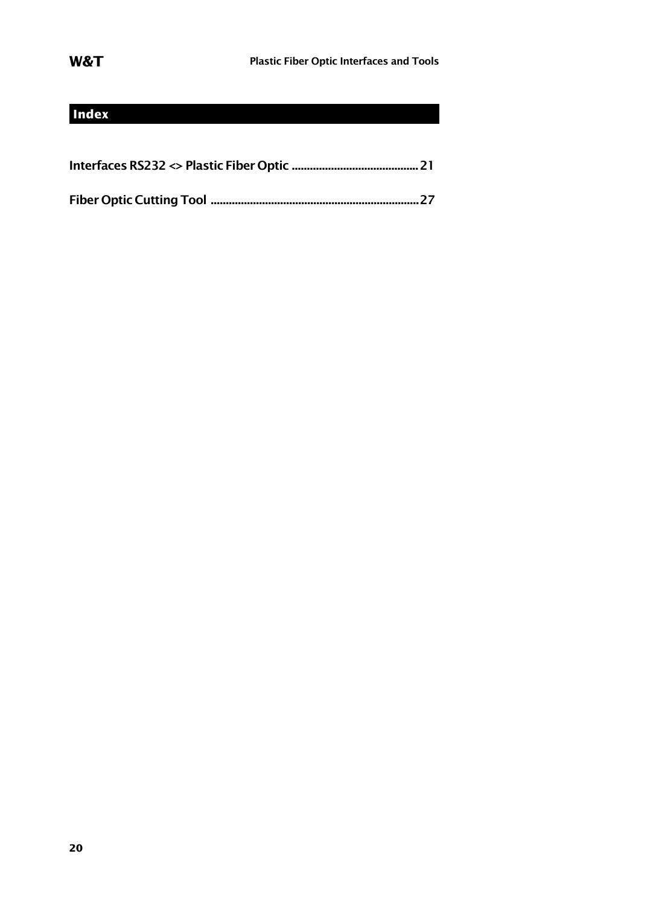## Index

**Interfaces RS232 <> Plastic Fiber Optic .......................................... 21**

**Fiber Optic Cutting Tool ..................................................................... 27**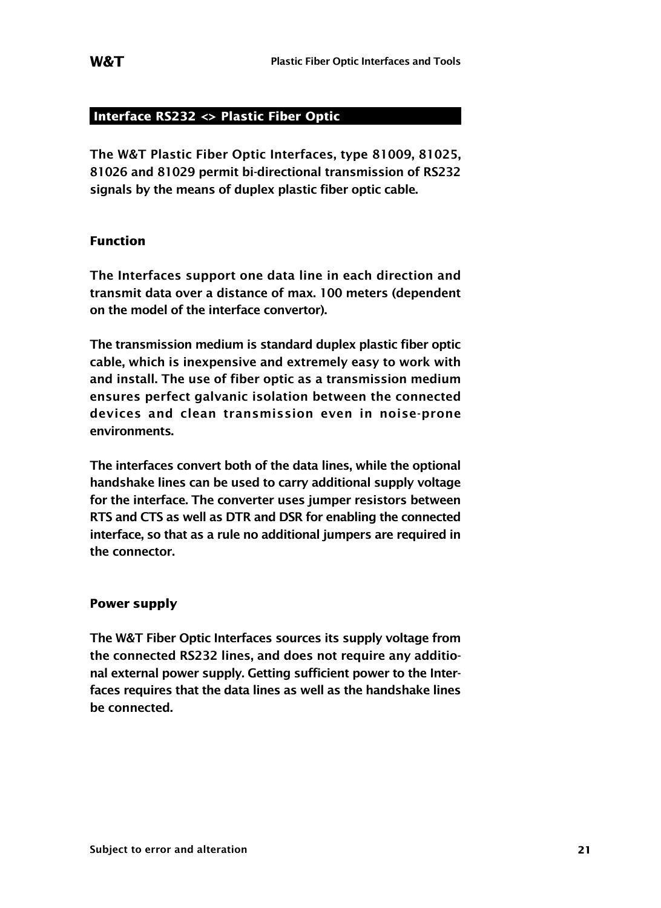## Interface RS232 <> Plastic Fiber Optic

The W&T Plastic Fiber Optic Interfaces, type 81009, 81025, 81026 and 81029 permit bi-directional transmission of RS232 signals by the means of duplex plastic fiber optic cable.

### Function

The Interfaces support one data line in each direction and transmit data over a distance of max. 100 meters (dependent on the model of the interface convertor).

The transmission medium is standard duplex plastic fiber optic cable, which is inexpensive and extremely easy to work with and install. The use of fiber optic as a transmission medium ensures perfect galvanic isolation between the connected devices and clean transmission even in noise-prone environments.

The interfaces convert both of the data lines, while the optional handshake lines can be used to carry additional supply voltage for the interface. The converter uses jumper resistors between RTS and CTS as well as DTR and DSR for enabling the connected interface, so that as a rule no additional jumpers are required in the connector.

### Power supply

The W&T Fiber Optic Interfaces sources its supply voltage from the connected RS232 lines, and does not require any additional external power supply. Getting sufficient power to the Interfaces requires that the data lines as well as the handshake lines be connected.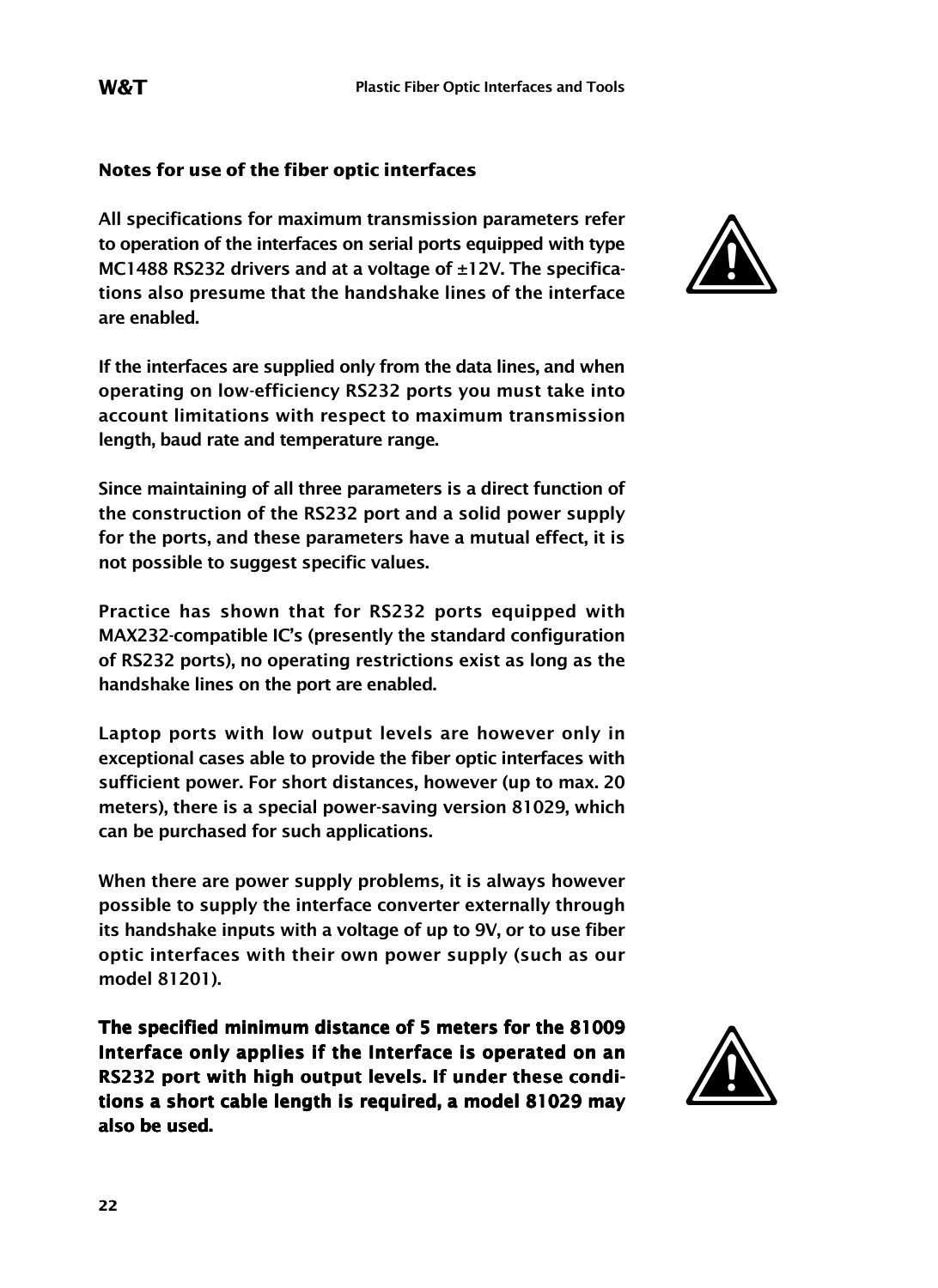### Notes for use of the fiber optic interfaces

All specifications for maximum transmission parameters refer to operation of the interfaces on serial ports equipped with type MC1488 RS232 drivers and at a voltage of ±12V. The specifications also presume that the handshake lines of the interface are enabled.

If the interfaces are supplied only from the data lines, and when operating on low-efficiency RS232 ports you must take into account limitations with respect to maximum transmission length, baud rate and temperature range.

Since maintaining of all three parameters is a direct function of the construction of the RS232 port and a solid power supply for the ports, and these parameters have a mutual effect, it is not possible to suggest specific values.

Practice has shown that for RS232 ports equipped with MAX232-compatible IC's (presently the standard configuration of RS232 ports), no operating restrictions exist as long as the handshake lines on the port are enabled.

Laptop ports with low output levels are however only in exceptional cases able to provide the fiber optic interfaces with sufficient power. For short distances, however (up to max. 20 meters), there is a special power-saving version 81029, which can be purchased for such applications.

When there are power supply problems, it is always however possible to supply the interface converter externally through its handshake inputs with a voltage of up to 9V, or to use fiber optic interfaces with their own power supply (such as our model 81201).

**The specified minimum distance of 5 meters for the 81009 Interface only applies if the Interface is operated on an RS232 port with high output levels. If under these conditions a short cable length is required, a model 81029 may also be used.**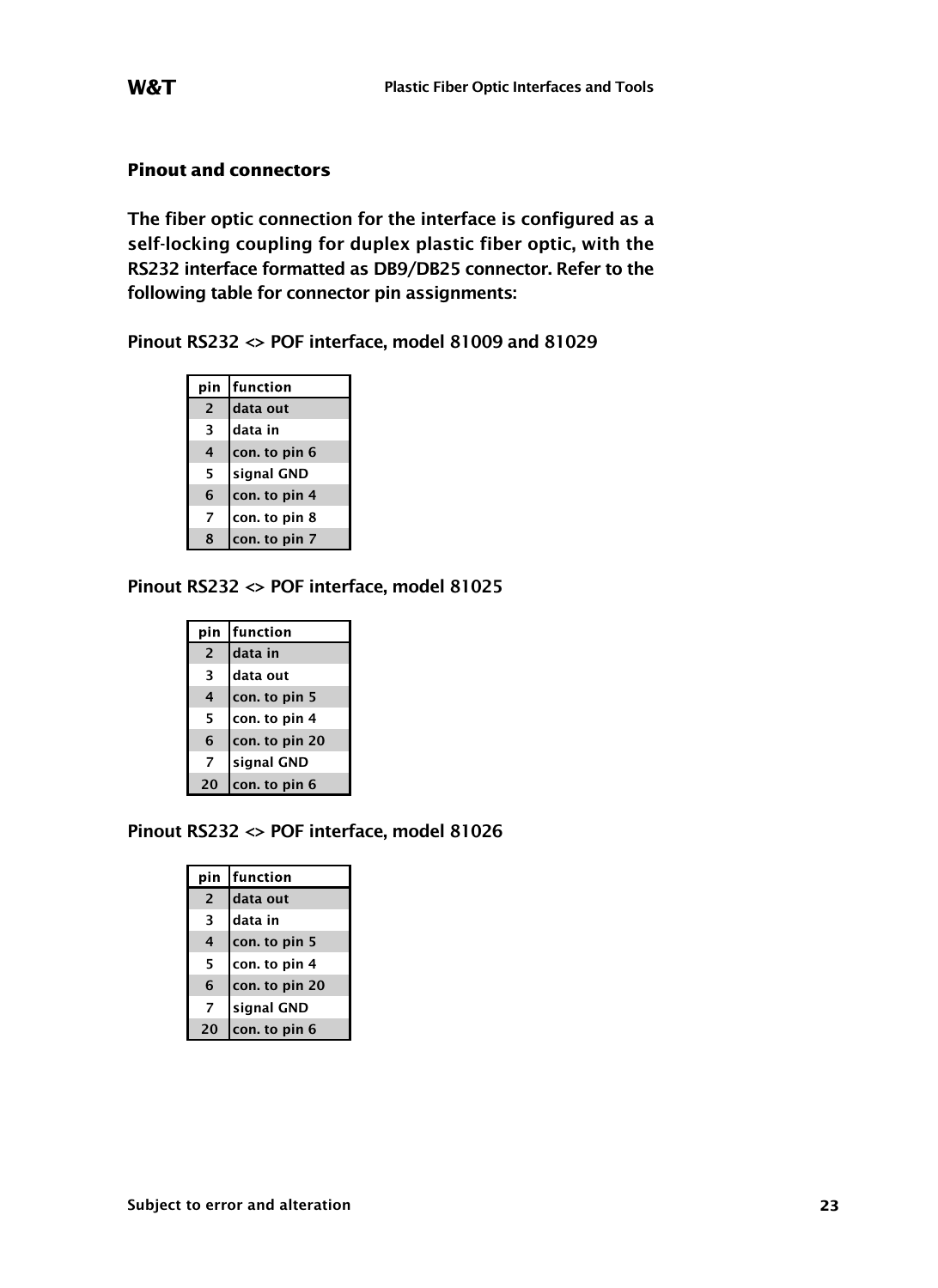## Pinout and connectors

The fiber optic connection for the interface is configured as a self-locking coupling for duplex plastic fiber optic, with the RS232 interface formatted as DB9/DB25 connector. Refer to the following table for connector pin assignments:

### Pinout RS232 <> POF interface, model 81009 and 81029

| pin | function |
|---|---|
| 2 | data out |
| 3 | data in |
| 4 | con. to pin 6 |
| 5 | signal GND |
| 6 | con. to pin 4 |
| 7 | con. to pin 8 |
| 8 | con. to pin 7 |

### Pinout RS232 <> POF interface, model 81025

| pin | function |
|---|---|
| 2 | data in |
| 3 | data out |
| 4 | con. to pin 5 |
| 5 | con. to pin 4 |
| 6 | con. to pin 20 |
| 7 | signal GND |
| 20 | con. to pin 6 |

### Pinout RS232 <> POF interface, model 81026

| pin | function |
|---|---|
| 2 | data out |
| 3 | data in |
| 4 | con. to pin 5 |
| 5 | con. to pin 4 |
| 6 | con. to pin 20 |
| 7 | signal GND |
| 20 | con. to pin 6 |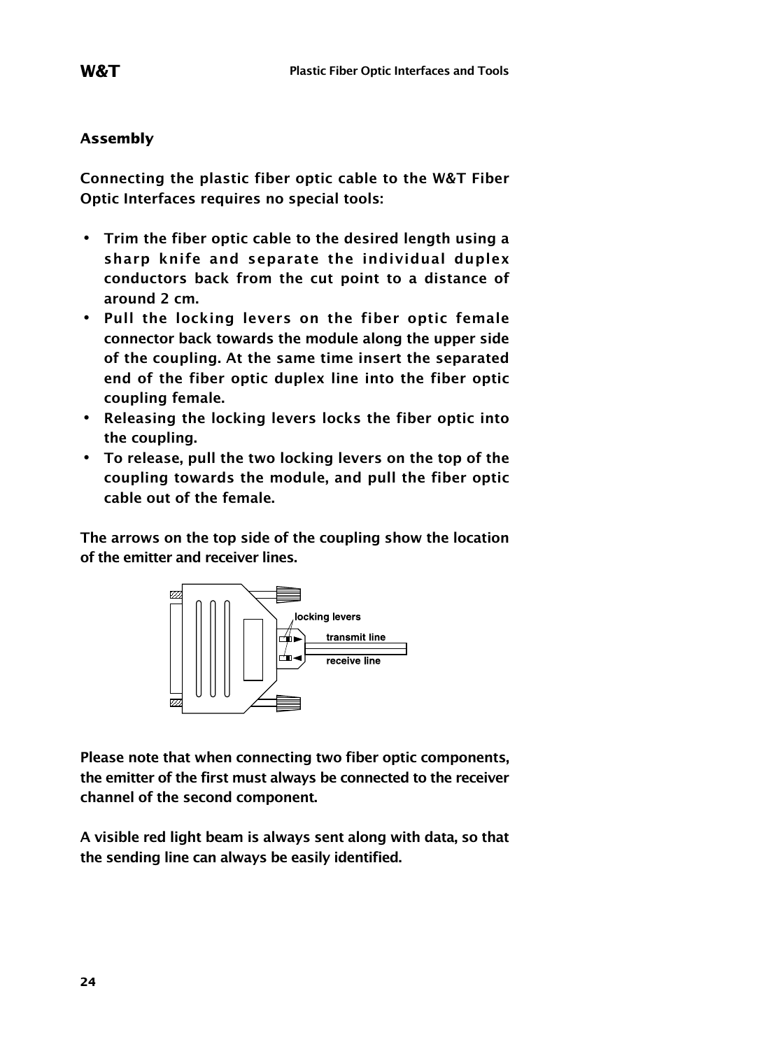## Assembly

Connecting the plastic fiber optic cable to the W&T Fiber Optic Interfaces requires no special tools:

- Trim the fiber optic cable to the desired length using a sharp knife and separate the individual duplex conductors back from the cut point to a distance of around 2 cm.
- Pull the locking levers on the fiber optic female connector back towards the module along the upper side of the coupling. At the same time insert the separated end of the fiber optic duplex line into the fiber optic coupling female.
- Releasing the locking levers locks the fiber optic into the coupling.
- To release, pull the two locking levers on the top of the coupling towards the module, and pull the fiber optic cable out of the female.

The arrows on the top side of the coupling show the location of the emitter and receiver lines.

locking levers

transmit line

receive line

Please note that when connecting two fiber optic components, the emitter of the first must always be connected to the receiver channel of the second component.

A visible red light beam is always sent along with data, so that the sending line can always be easily identified.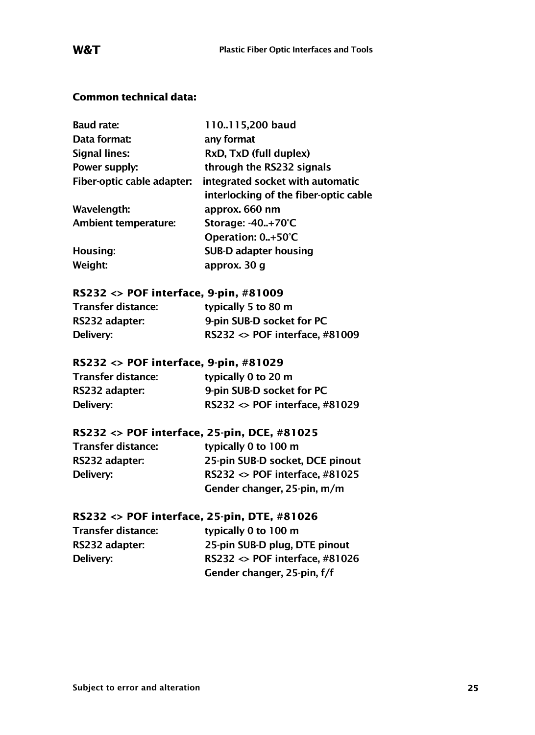**Common technical data:**

| | |
|---|---|
| Baud rate: | 110..115,200 baud |
| Data format: | any format |
| Signal lines: | RxD, TxD (full duplex) |
| Power supply: | through the RS232 signals |
| Fiber-optic cable adapter: | integrated socket with automatic interlocking of the fiber-optic cable |
| Wavelength: | approx. 660 nm |
| Ambient temperature: | Storage: -40..+70°C<br>Operation: 0..+50°C |
| Housing: | SUB-D adapter housing |
| Weight: | approx. 30 g |

**RS232 <> POF interface, 9-pin, #81009**

| | |
|---|---|
| Transfer distance: | typically 5 to 80 m |
| RS232 adapter: | 9-pin SUB-D socket for PC |
| Delivery: | RS232 <> POF interface, #81009 |

**RS232 <> POF interface, 9-pin, #81029**

| | |
|---|---|
| Transfer distance: | typically 0 to 20 m |
| RS232 adapter: | 9-pin SUB-D socket for PC |
| Delivery: | RS232 <> POF interface, #81029 |

**RS232 <> POF interface, 25-pin, DCE, #81025**

| | |
|---|---|
| Transfer distance: | typically 0 to 100 m |
| RS232 adapter: | 25-pin SUB-D socket, DCE pinout |
| Delivery: | RS232 <> POF interface, #81025<br>Gender changer, 25-pin, m/m |

**RS232 <> POF interface, 25-pin, DTE, #81026**

| | |
|---|---|
| Transfer distance: | typically 0 to 100 m |
| RS232 adapter: | 25-pin SUB-D plug, DTE pinout |
| Delivery: | RS232 <> POF interface, #81026<br>Gender changer, 25-pin, f/f |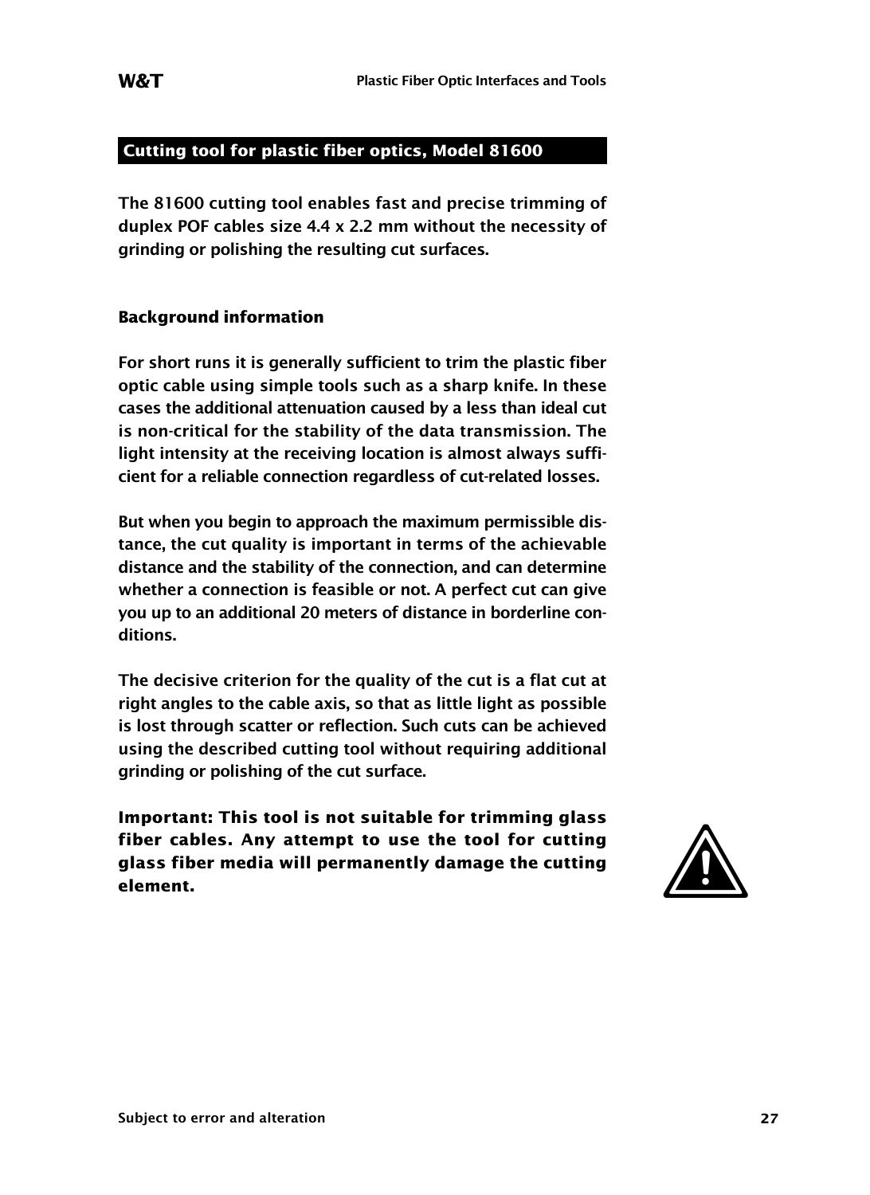## Cutting tool for plastic fiber optics, Model 81600

**The 81600 cutting tool enables fast and precise trimming of duplex POF cables size 4.4 x 2.2 mm without the necessity of grinding or polishing the resulting cut surfaces.**

### Background information

For short runs it is generally sufficient to trim the plastic fiber optic cable using simple tools such as a sharp knife. In these cases the additional attenuation caused by a less than ideal cut is non-critical for the stability of the data transmission. The light intensity at the receiving location is almost always sufficient for a reliable connection regardless of cut-related losses.

But when you begin to approach the maximum permissible distance, the cut quality is important in terms of the achievable distance and the stability of the connection, and can determine whether a connection is feasible or not. A perfect cut can give you up to an additional 20 meters of distance in borderline conditions.

The decisive criterion for the quality of the cut is a flat cut at right angles to the cable axis, so that as little light as possible is lost through scatter or reflection. Such cuts can be achieved using the described cutting tool without requiring additional grinding or polishing of the cut surface.

**Important: This tool is not suitable for trimming glass fiber cables. Any attempt to use the tool for cutting glass fiber media will permanently damage the cutting element.**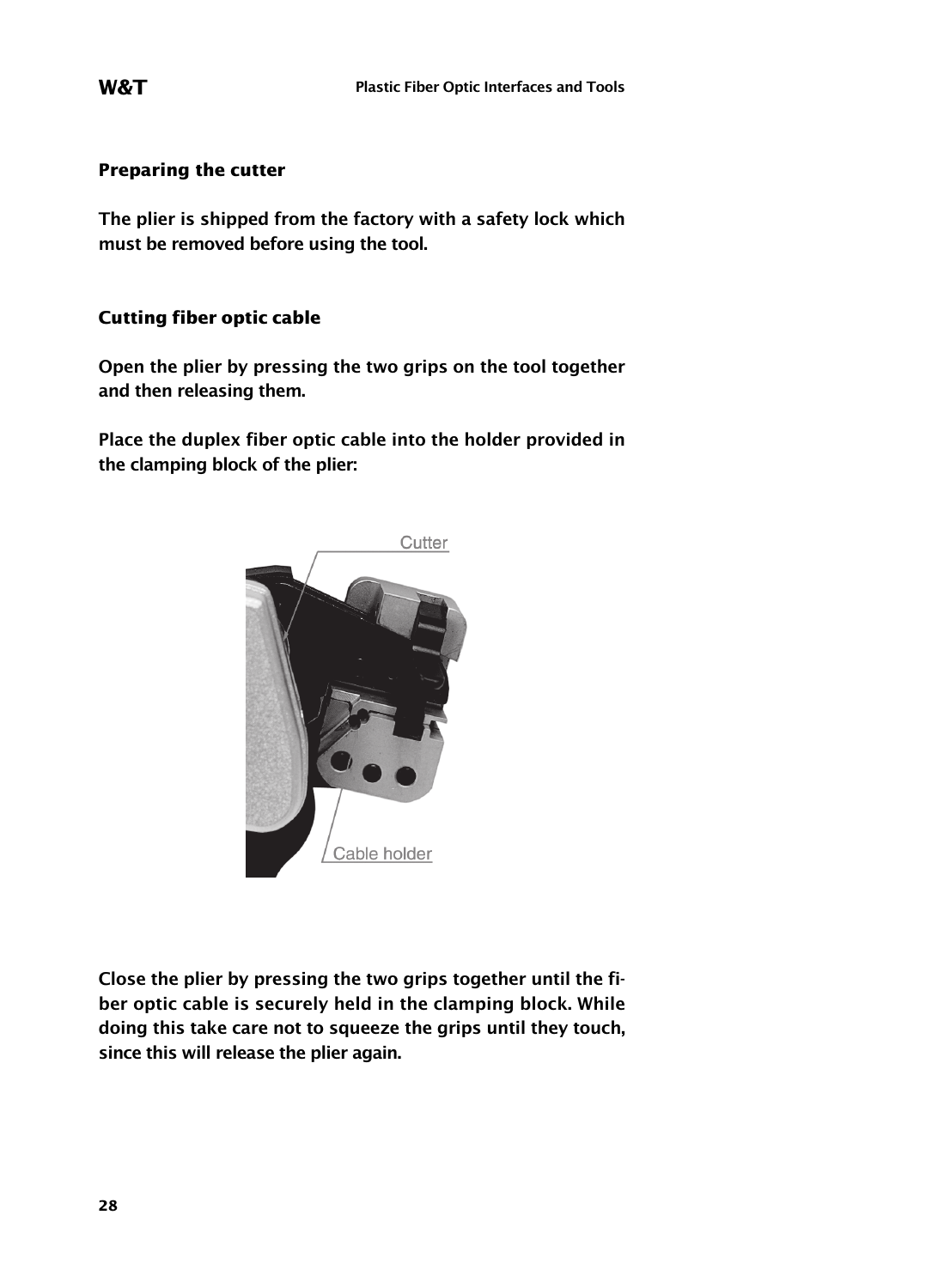### Preparing the cutter

The plier is shipped from the factory with a safety lock which must be removed before using the tool.

### Cutting fiber optic cable

Open the plier by pressing the two grips on the tool together and then releasing them.

Place the duplex fiber optic cable into the holder provided in the clamping block of the plier:

Cutter

Cable holder

Close the plier by pressing the two grips together until the fiber optic cable is securely held in the clamping block. While doing this take care not to squeeze the grips until they touch, since this will release the plier again.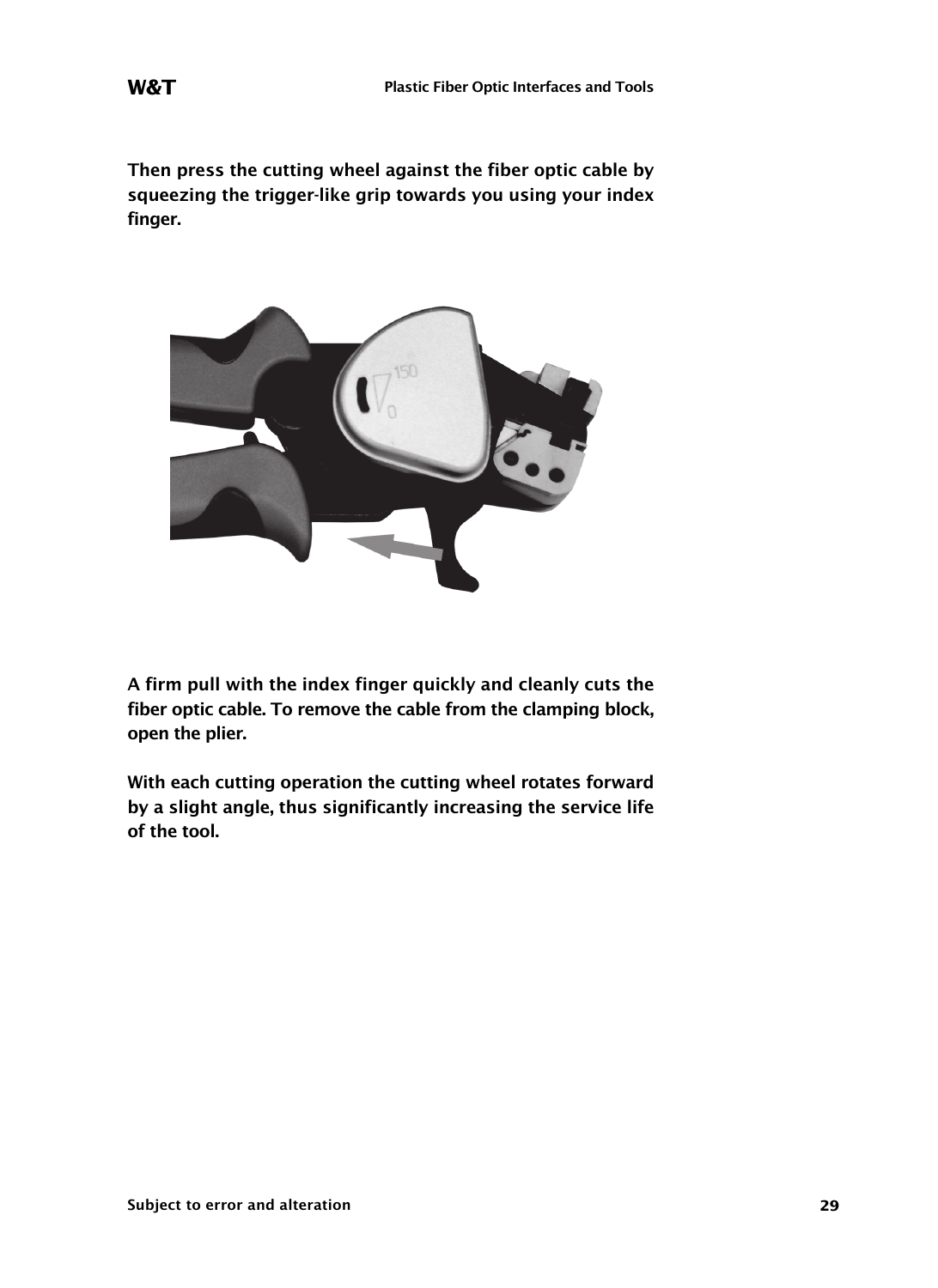Then press the cutting wheel against the fiber optic cable by squeezing the trigger-like grip towards you using your index finger.

A firm pull with the index finger quickly and cleanly cuts the fiber optic cable. To remove the cable from the clamping block, open the plier.

With each cutting operation the cutting wheel rotates forward by a slight angle, thus significantly increasing the service life of the tool.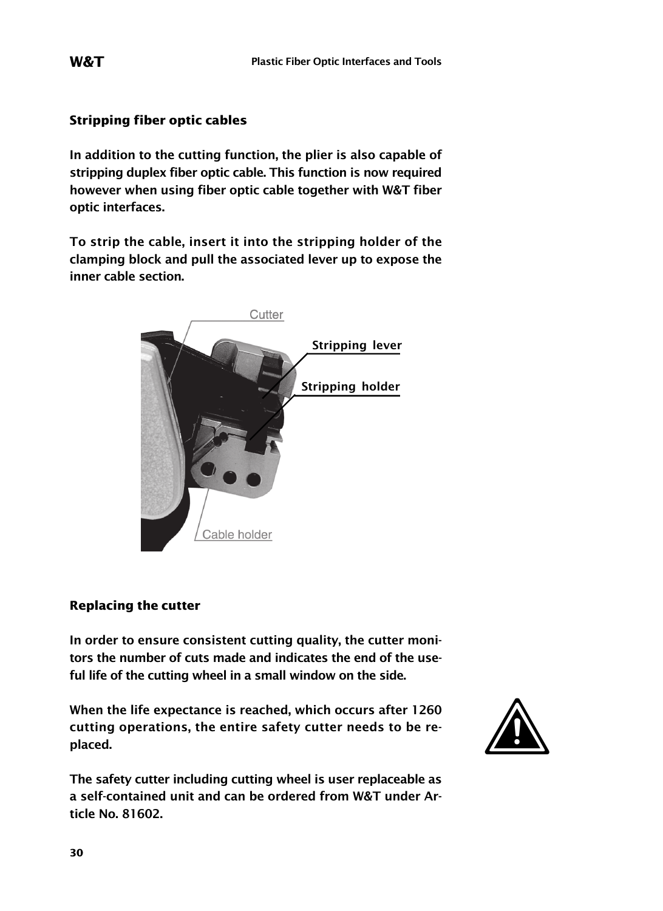## Stripping fiber optic cables

In addition to the cutting function, the plier is also capable of stripping duplex fiber optic cable. This function is now required however when using fiber optic cable together with W&T fiber optic interfaces.

To strip the cable, insert it into the stripping holder of the clamping block and pull the associated lever up to expose the inner cable section.

Cutter

Stripping lever

Stripping holder

Cable holder

## Replacing the cutter

In order to ensure consistent cutting quality, the cutter monitors the number of cuts made and indicates the end of the useful life of the cutting wheel in a small window on the side.

When the life expectance is reached, which occurs after 1260 cutting operations, the entire safety cutter needs to be replaced.

The safety cutter including cutting wheel is user replaceable as a self-contained unit and can be ordered from W&T under Article No. 81602.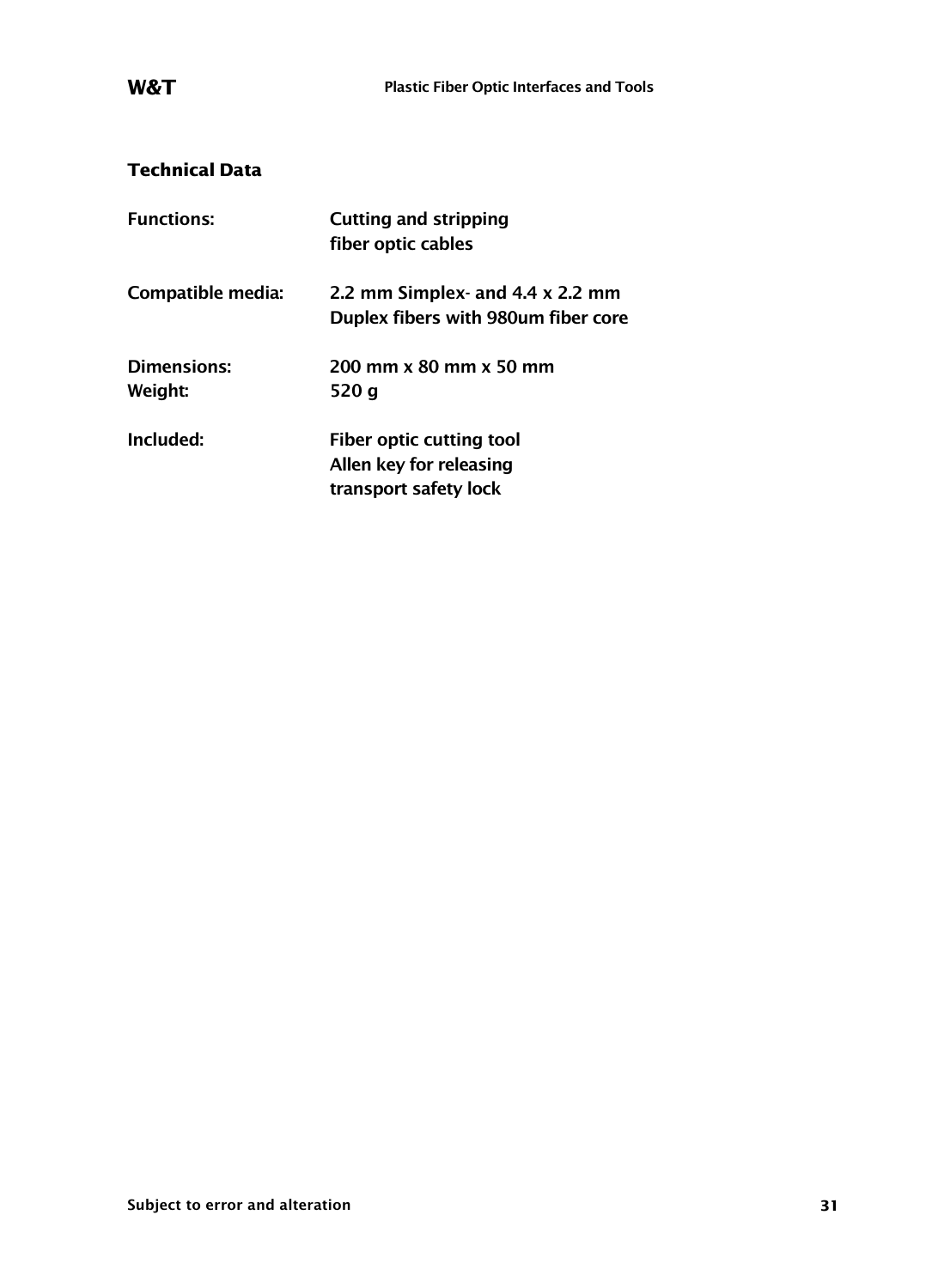## Technical Data

| | |
|---|---|
| Functions: | Cutting and stripping fiber optic cables |
| Compatible media: | 2.2 mm Simplex- and 4.4 x 2.2 mm Duplex fibers with 980um fiber core |
| Dimensions: | 200 mm x 80 mm x 50 mm |
| Weight: | 520 g |
| Included: | Fiber optic cutting tool<br>Allen key for releasing transport safety lock |

Subject to error and alteration